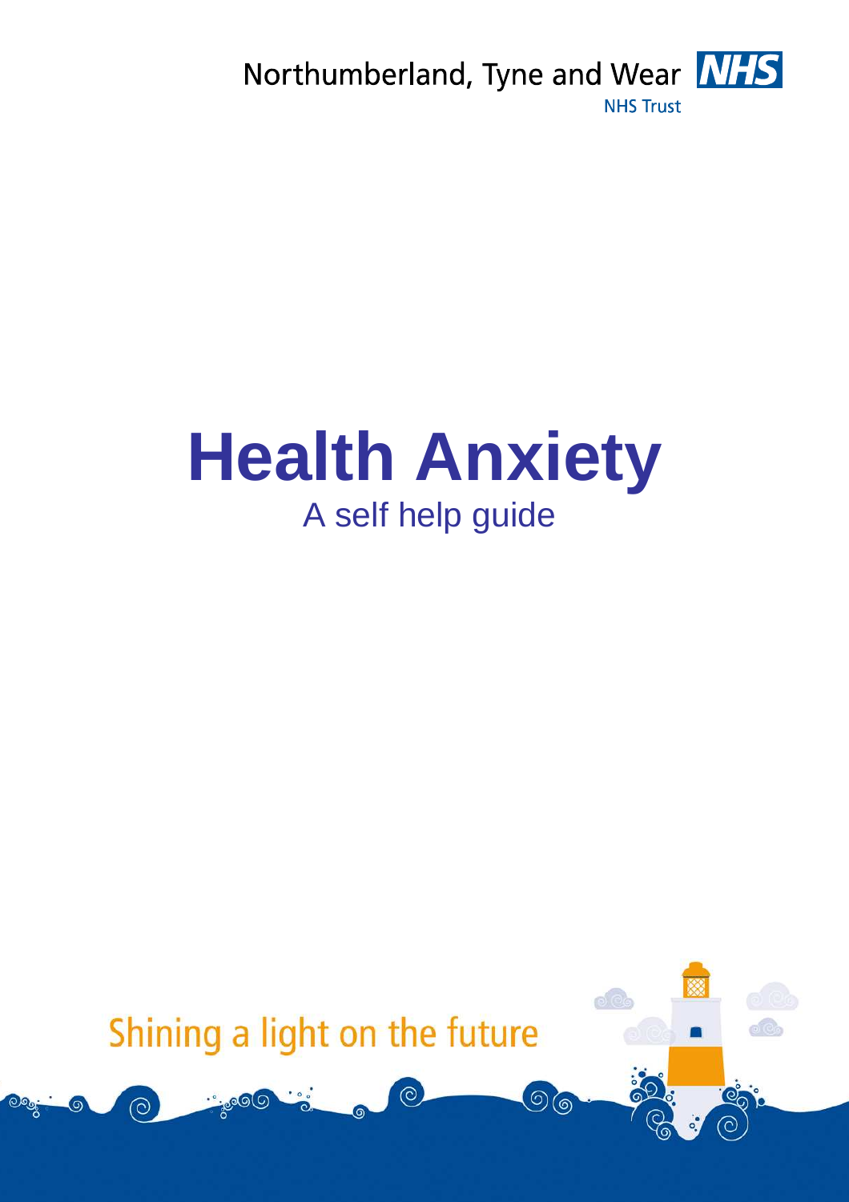Northumberland, Tyne and Wear NHS Trust

# Health Anxiety

A self help guide

Shining a light on the future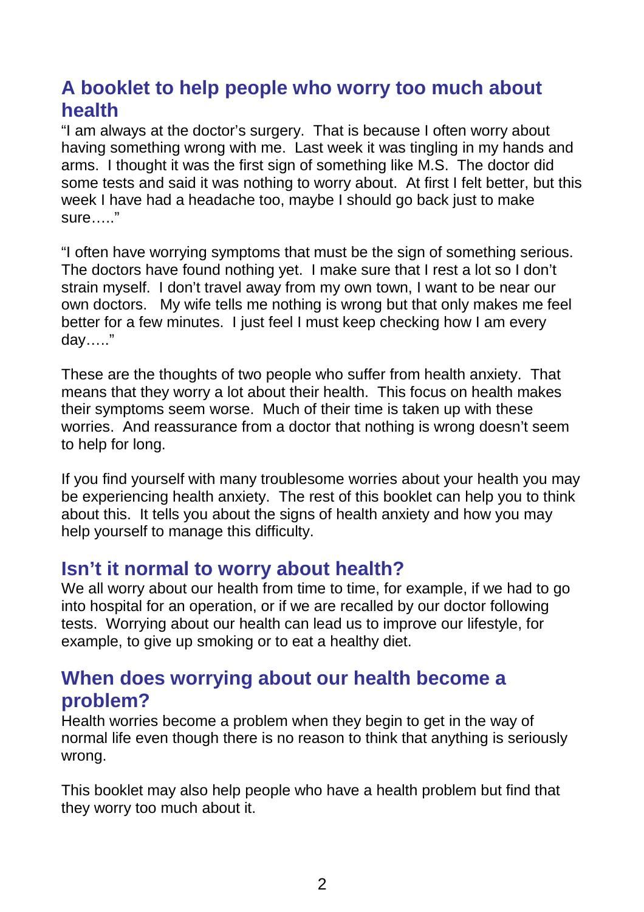## A booklet to help people who worry too much about health

"I am always at the doctor's surgery. That is because I often worry about having something wrong with me. Last week it was tingling in my hands and arms. I thought it was the first sign of something like M.S. The doctor did some tests and said it was nothing to worry about. At first I felt better, but this week I have had a headache too, maybe I should go back just to make sure….."

"I often have worrying symptoms that must be the sign of something serious. The doctors have found nothing yet. I make sure that I rest a lot so I don't strain myself. I don't travel away from my own town, I want to be near our own doctors. My wife tells me nothing is wrong but that only makes me feel better for a few minutes. I just feel I must keep checking how I am every day….."

These are the thoughts of two people who suffer from health anxiety. That means that they worry a lot about their health. This focus on health makes their symptoms seem worse. Much of their time is taken up with these worries. And reassurance from a doctor that nothing is wrong doesn't seem to help for long.

If you find yourself with many troublesome worries about your health you may be experiencing health anxiety. The rest of this booklet can help you to think about this. It tells you about the signs of health anxiety and how you may help yourself to manage this difficulty.

## Isn't it normal to worry about health?

We all worry about our health from time to time, for example, if we had to go into hospital for an operation, or if we are recalled by our doctor following tests. Worrying about our health can lead us to improve our lifestyle, for example, to give up smoking or to eat a healthy diet.

## When does worrying about our health become a problem?

Health worries become a problem when they begin to get in the way of normal life even though there is no reason to think that anything is seriously wrong.

This booklet may also help people who have a health problem but find that they worry too much about it.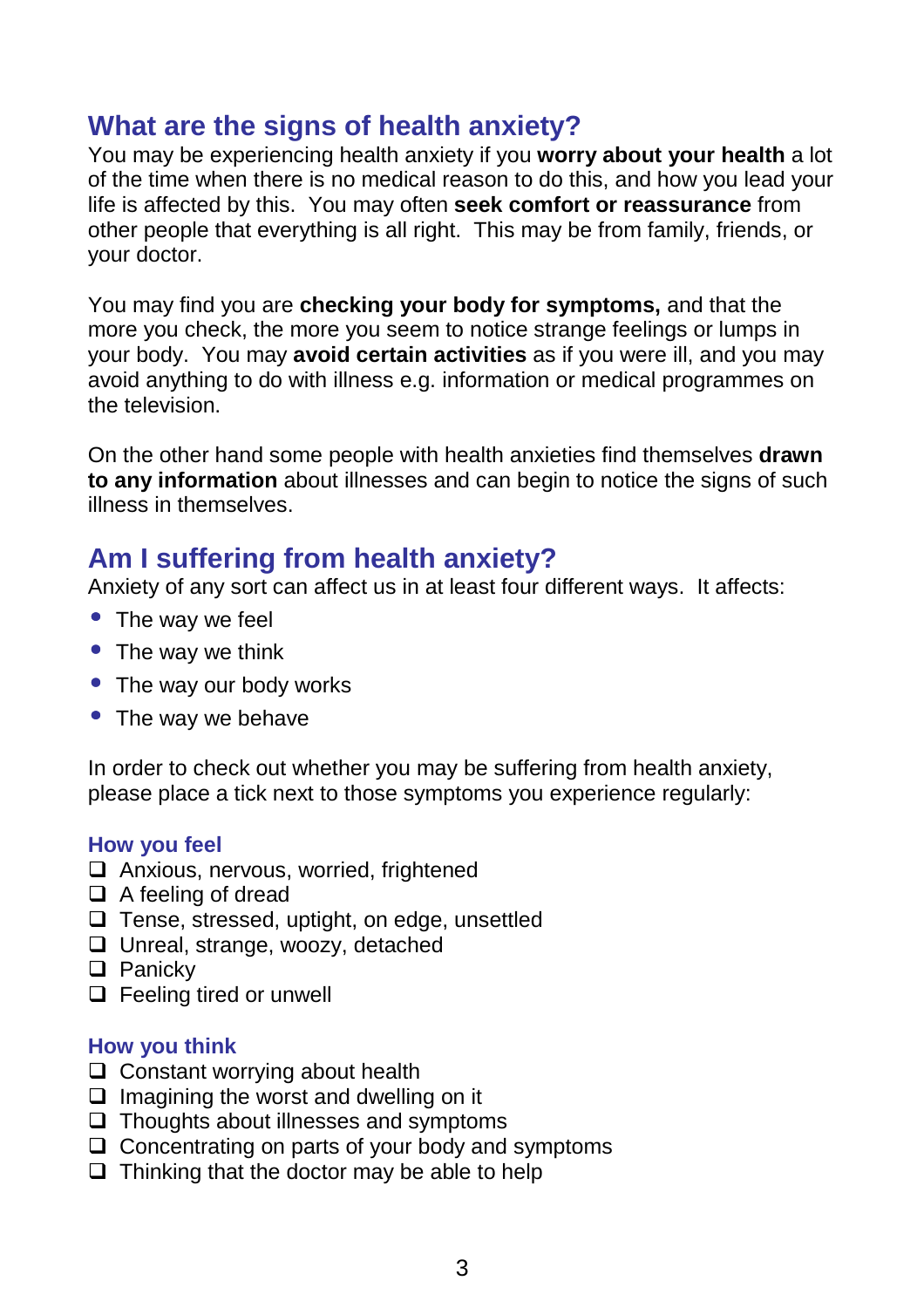## What are the signs of health anxiety?

You may be experiencing health anxiety if you **worry about your health** a lot of the time when there is no medical reason to do this, and how you lead your life is affected by this. You may often **seek comfort or reassurance** from other people that everything is all right. This may be from family, friends, or your doctor.

You may find you are **checking your body for symptoms,** and that the more you check, the more you seem to notice strange feelings or lumps in your body. You may **avoid certain activities** as if you were ill, and you may avoid anything to do with illness e.g. information or medical programmes on the television.

On the other hand some people with health anxieties find themselves **drawn to any information** about illnesses and can begin to notice the signs of such illness in themselves.

## Am I suffering from health anxiety?

Anxiety of any sort can affect us in at least four different ways. It affects:

- The way we feel
- The way we think
- The way our body works
- The way we behave

In order to check out whether you may be suffering from health anxiety, please place a tick next to those symptoms you experience regularly:

### How you feel

- [ ] Anxious, nervous, worried, frightened
- [ ] A feeling of dread
- [ ] Tense, stressed, uptight, on edge, unsettled
- [ ] Unreal, strange, woozy, detached
- [ ] Panicky
- [ ] Feeling tired or unwell

### How you think

- [ ] Constant worrying about health
- [ ] Imagining the worst and dwelling on it
- [ ] Thoughts about illnesses and symptoms
- [ ] Concentrating on parts of your body and symptoms
- [ ] Thinking that the doctor may be able to help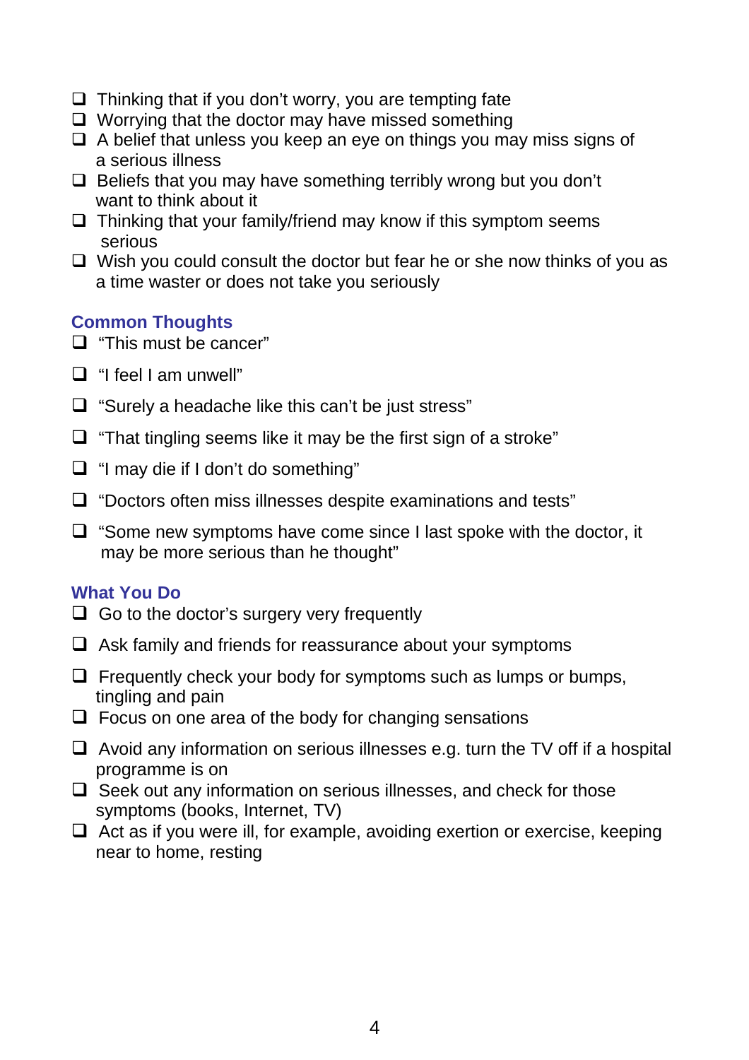- ❑ Thinking that if you don't worry, you are tempting fate
- ❑ Worrying that the doctor may have missed something
- ❑ A belief that unless you keep an eye on things you may miss signs of a serious illness
- ❑ Beliefs that you may have something terribly wrong but you don't want to think about it
- ❑ Thinking that your family/friend may know if this symptom seems serious
- ❑ Wish you could consult the doctor but fear he or she now thinks of you as a time waster or does not take you seriously

## Common Thoughts

- ❑ "This must be cancer"
- ❑ "I feel I am unwell"
- ❑ "Surely a headache like this can't be just stress"
- ❑ "That tingling seems like it may be the first sign of a stroke"
- ❑ "I may die if I don't do something"
- ❑ "Doctors often miss illnesses despite examinations and tests"
- ❑ "Some new symptoms have come since I last spoke with the doctor, it may be more serious than he thought"

## What You Do

- ❑ Go to the doctor's surgery very frequently
- ❑ Ask family and friends for reassurance about your symptoms
- ❑ Frequently check your body for symptoms such as lumps or bumps, tingling and pain
- ❑ Focus on one area of the body for changing sensations
- ❑ Avoid any information on serious illnesses e.g. turn the TV off if a hospital programme is on
- ❑ Seek out any information on serious illnesses, and check for those symptoms (books, Internet, TV)
- ❑ Act as if you were ill, for example, avoiding exertion or exercise, keeping near to home, resting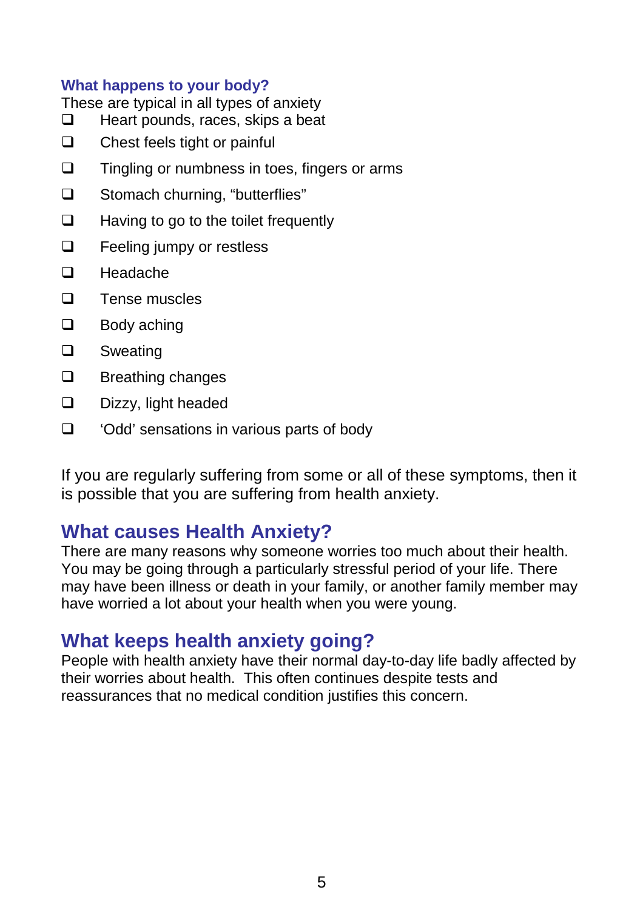### What happens to your body?

These are typical in all types of anxiety

- ❑ Heart pounds, races, skips a beat
- ❑ Chest feels tight or painful
- ❑ Tingling or numbness in toes, fingers or arms
- ❑ Stomach churning, "butterflies"
- ❑ Having to go to the toilet frequently
- ❑ Feeling jumpy or restless
- ❑ Headache
- ❑ Tense muscles
- ❑ Body aching
- ❑ Sweating
- ❑ Breathing changes
- ❑ Dizzy, light headed
- ❑ 'Odd' sensations in various parts of body

If you are regularly suffering from some or all of these symptoms, then it is possible that you are suffering from health anxiety.

## What causes Health Anxiety?

There are many reasons why someone worries too much about their health. You may be going through a particularly stressful period of your life. There may have been illness or death in your family, or another family member may have worried a lot about your health when you were young.

## What keeps health anxiety going?

People with health anxiety have their normal day-to-day life badly affected by their worries about health. This often continues despite tests and reassurances that no medical condition justifies this concern.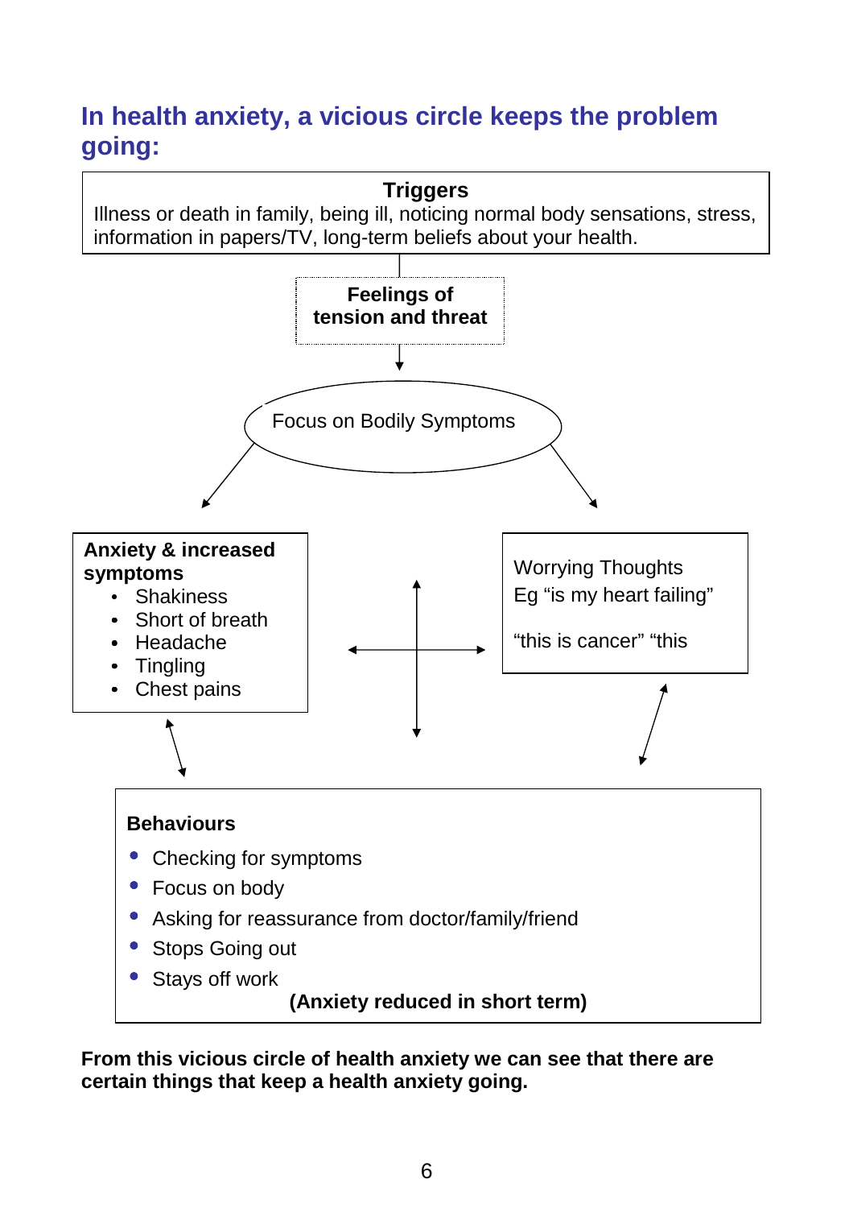## In health anxiety, a vicious circle keeps the problem going:

**Triggers**

Illness or death in family, being ill, noticing normal body sensations, stress, information in papers/TV, long-term beliefs about your health.

**Feelings of tension and threat**

Focus on Bodily Symptoms

**Anxiety & increased symptoms**

- Shakiness
- Short of breath
- Headache
- Tingling
- Chest pains

Worrying Thoughts
Eg "is my heart failing"

"this is cancer" "this

**Behaviours**

- Checking for symptoms
- Focus on body
- Asking for reassurance from doctor/family/friend
- Stops Going out
- Stays off work

**(Anxiety reduced in short term)**

**From this vicious circle of health anxiety we can see that there are certain things that keep a health anxiety going.**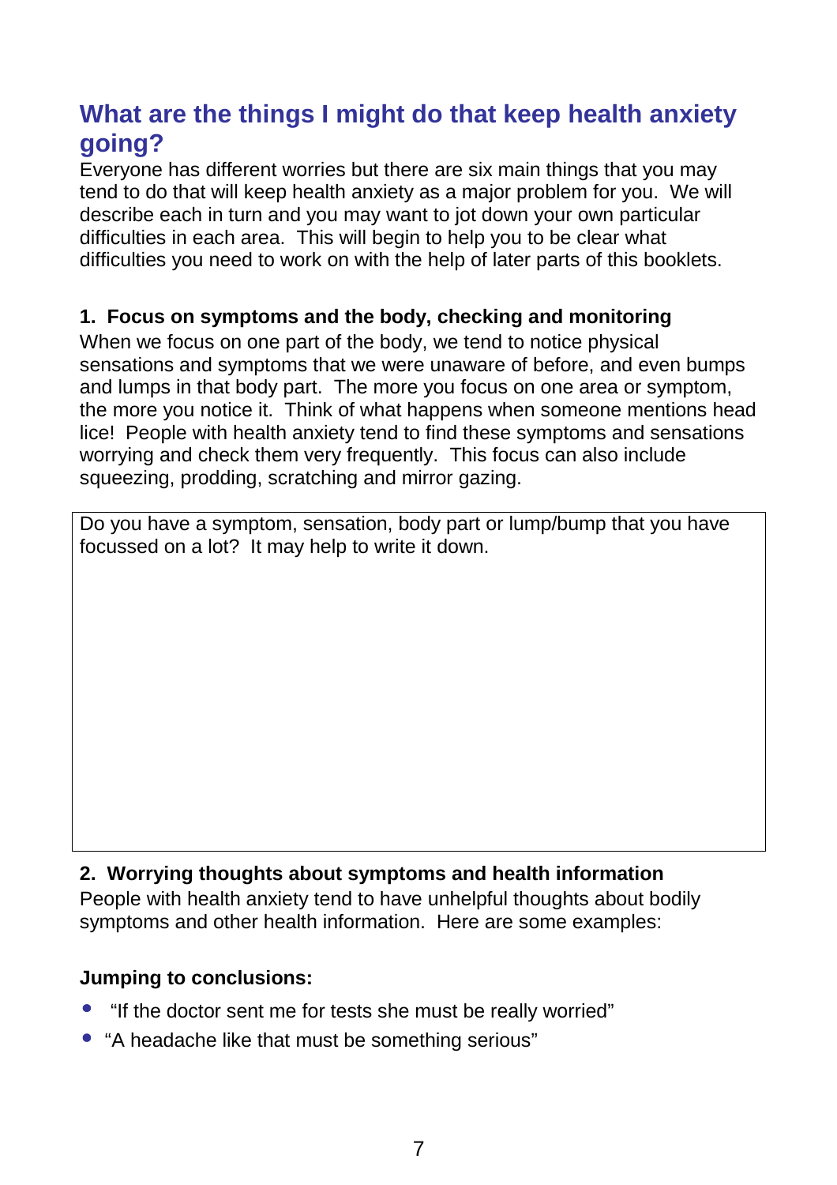## What are the things I might do that keep health anxiety going?

Everyone has different worries but there are six main things that you may tend to do that will keep health anxiety as a major problem for you. We will describe each in turn and you may want to jot down your own particular difficulties in each area. This will begin to help you to be clear what difficulties you need to work on with the help of later parts of this booklets.

**1. Focus on symptoms and the body, checking and monitoring**

When we focus on one part of the body, we tend to notice physical sensations and symptoms that we were unaware of before, and even bumps and lumps in that body part. The more you focus on one area or symptom, the more you notice it. Think of what happens when someone mentions head lice! People with health anxiety tend to find these symptoms and sensations worrying and check them very frequently. This focus can also include squeezing, prodding, scratching and mirror gazing.

| Do you have a symptom, sensation, body part or lump/bump that you have focussed on a lot? It may help to write it down. |
|---|
| |

**2. Worrying thoughts about symptoms and health information**

People with health anxiety tend to have unhelpful thoughts about bodily symptoms and other health information. Here are some examples:

**Jumping to conclusions:**

- "If the doctor sent me for tests she must be really worried"
- "A headache like that must be something serious"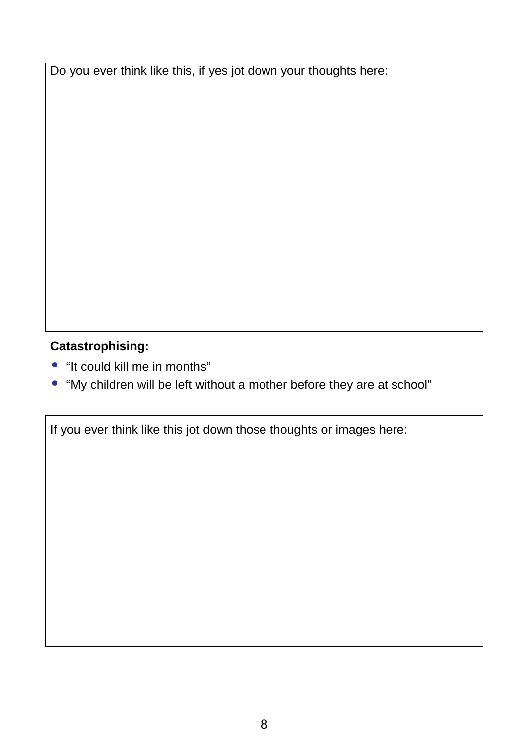Do you ever think like this, if yes jot down your thoughts here:

**Catastrophising:**

- "It could kill me in months"
- "My children will be left without a mother before they are at school"

If you ever think like this jot down those thoughts or images here: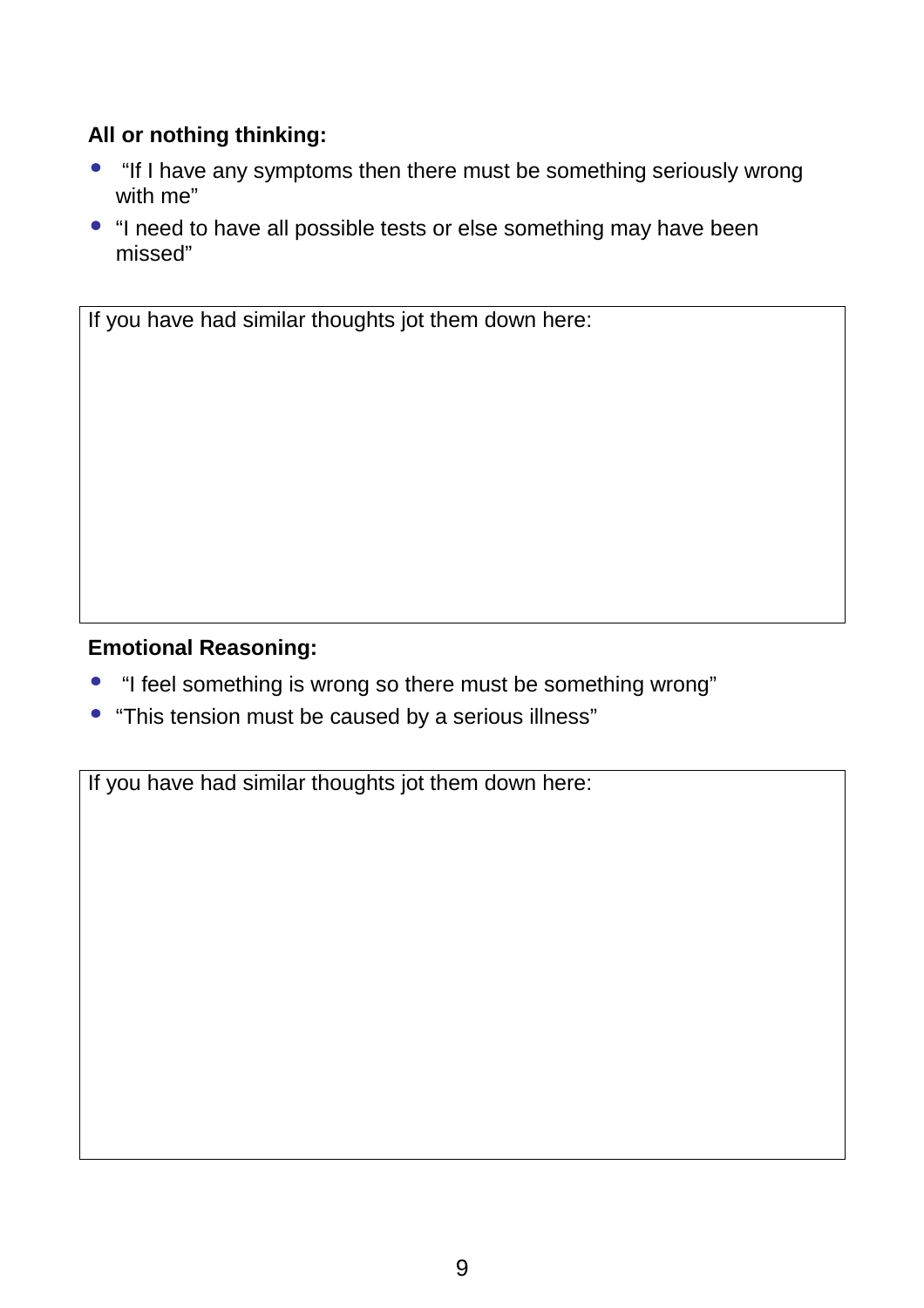**All or nothing thinking:**

- "If I have any symptoms then there must be something seriously wrong with me"
- "I need to have all possible tests or else something may have been missed"

If you have had similar thoughts jot them down here:

**Emotional Reasoning:**

- "I feel something is wrong so there must be something wrong"
- "This tension must be caused by a serious illness"

If you have had similar thoughts jot them down here: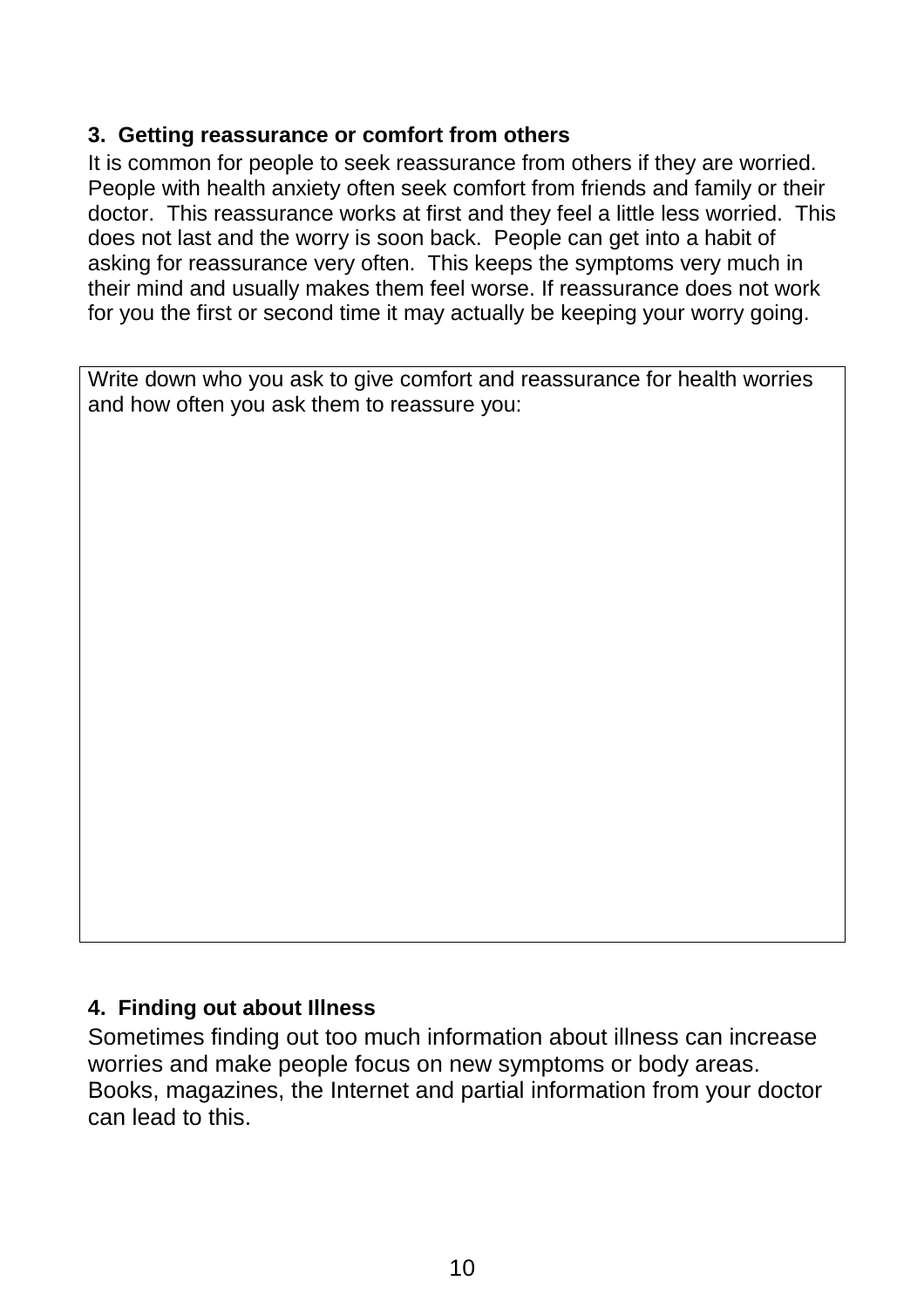### 3. Getting reassurance or comfort from others

It is common for people to seek reassurance from others if they are worried. People with health anxiety often seek comfort from friends and family or their doctor. This reassurance works at first and they feel a little less worried. This does not last and the worry is soon back. People can get into a habit of asking for reassurance very often. This keeps the symptoms very much in their mind and usually makes them feel worse. If reassurance does not work for you the first or second time it may actually be keeping your worry going.

| Write down who you ask to give comfort and reassurance for health worries and how often you ask them to reassure you: |
|---|
| |

### 4. Finding out about Illness

Sometimes finding out too much information about illness can increase worries and make people focus on new symptoms or body areas. Books, magazines, the Internet and partial information from your doctor can lead to this.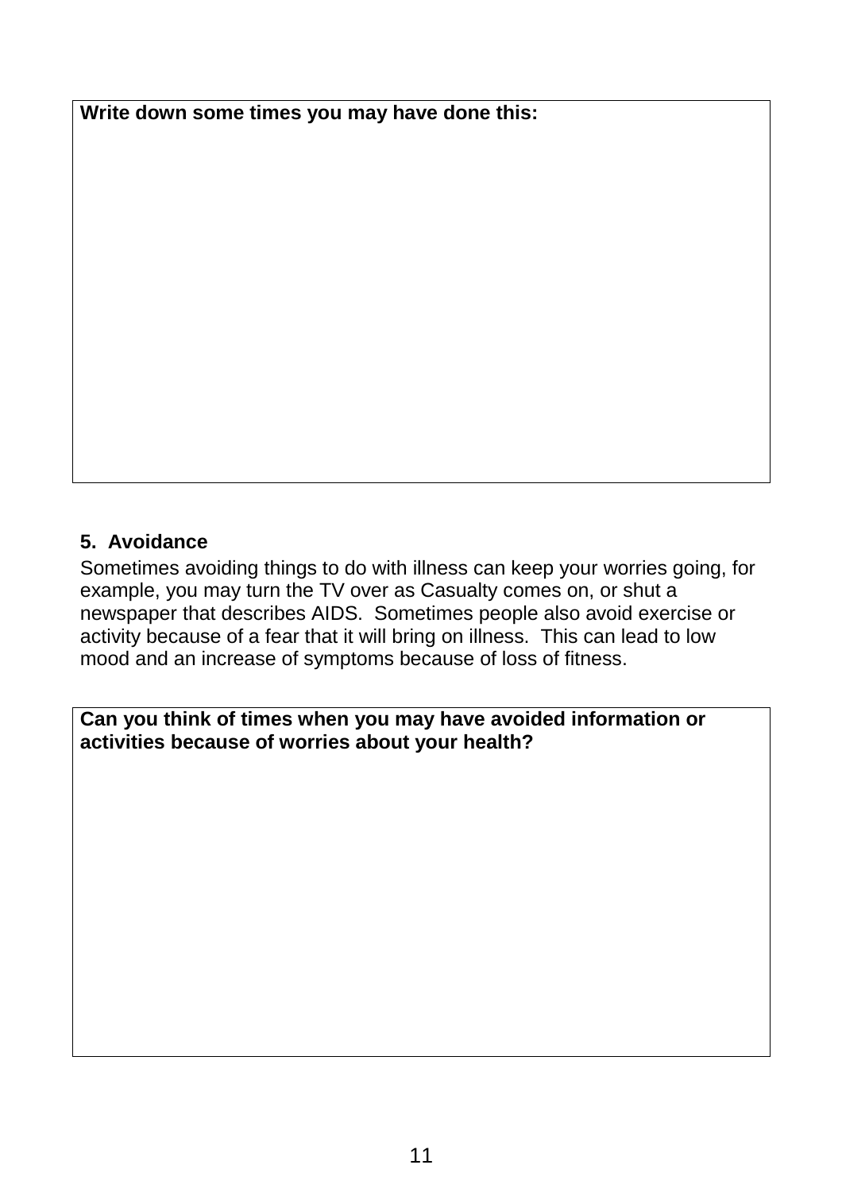**Write down some times you may have done this:**

## 5. Avoidance

Sometimes avoiding things to do with illness can keep your worries going, for example, you may turn the TV over as Casualty comes on, or shut a newspaper that describes AIDS. Sometimes people also avoid exercise or activity because of a fear that it will bring on illness. This can lead to low mood and an increase of symptoms because of loss of fitness.

**Can you think of times when you may have avoided information or activities because of worries about your health?**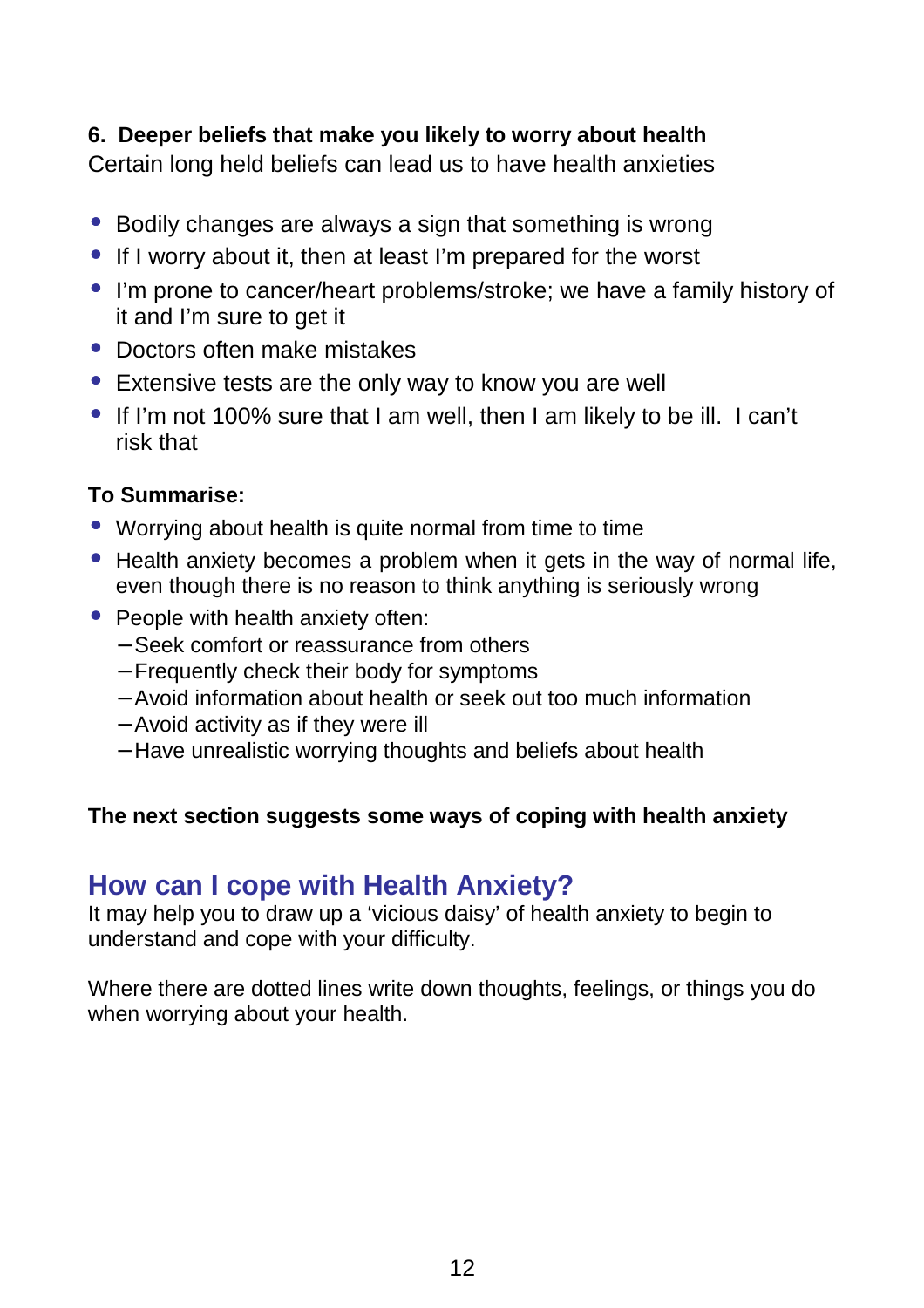**6. Deeper beliefs that make you likely to worry about health**

Certain long held beliefs can lead us to have health anxieties

- Bodily changes are always a sign that something is wrong
- If I worry about it, then at least I'm prepared for the worst
- I'm prone to cancer/heart problems/stroke; we have a family history of it and I'm sure to get it
- Doctors often make mistakes
- Extensive tests are the only way to know you are well
- If I'm not 100% sure that I am well, then I am likely to be ill. I can't risk that

**To Summarise:**

- Worrying about health is quite normal from time to time
- Health anxiety becomes a problem when it gets in the way of normal life, even though there is no reason to think anything is seriously wrong
- People with health anxiety often:
  - Seek comfort or reassurance from others
  - Frequently check their body for symptoms
  - Avoid information about health or seek out too much information
  - Avoid activity as if they were ill
  - Have unrealistic worrying thoughts and beliefs about health

**The next section suggests some ways of coping with health anxiety**

## How can I cope with Health Anxiety?

It may help you to draw up a 'vicious daisy' of health anxiety to begin to understand and cope with your difficulty.

Where there are dotted lines write down thoughts, feelings, or things you do when worrying about your health.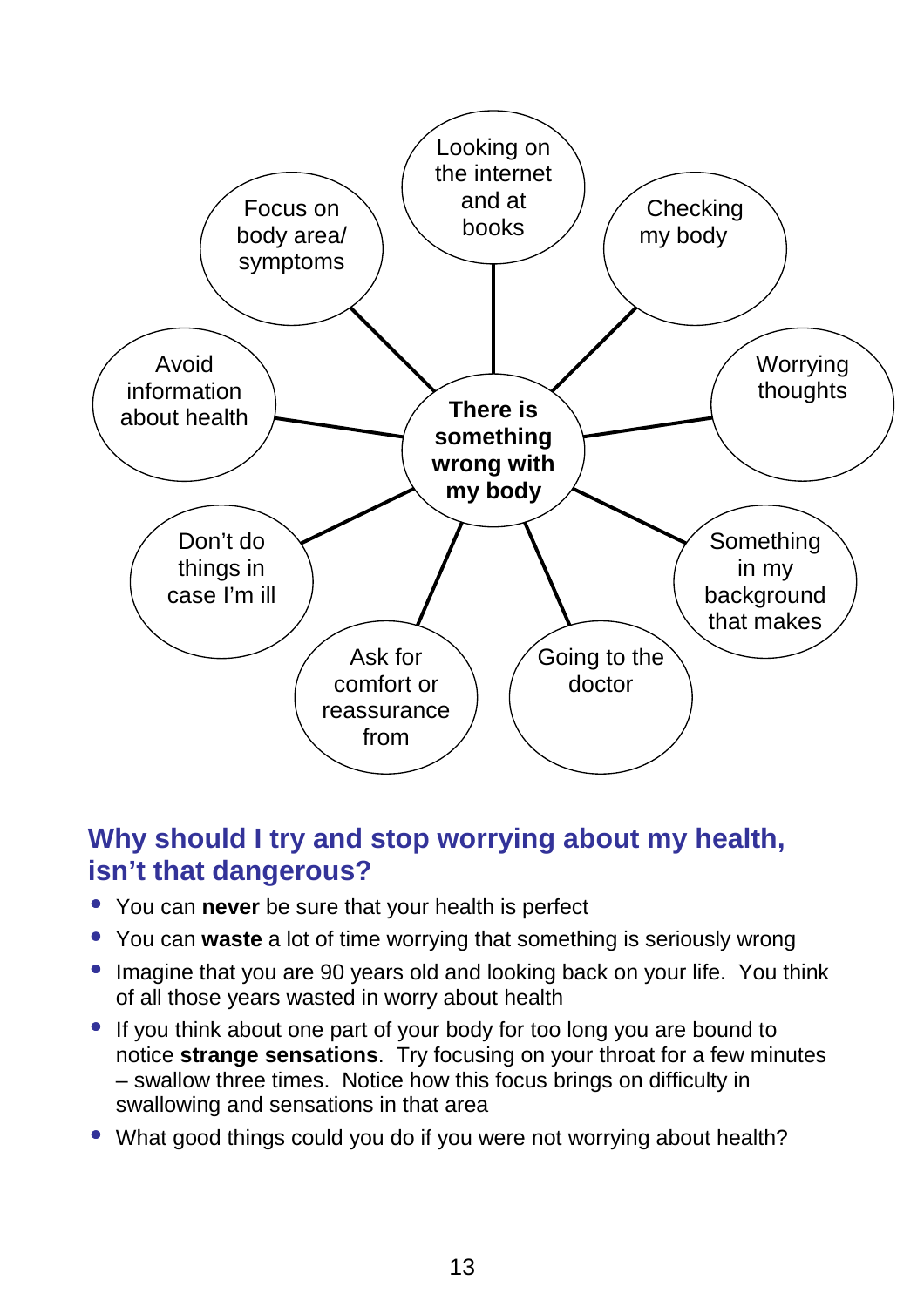**There is something wrong with my body**

- Looking on the internet and at books
- Checking my body
- Worrying thoughts
- Something in my background that makes
- Going to the doctor
- Ask for comfort or reassurance from
- Don't do things in case I'm ill
- Avoid information about health
- Focus on body area/ symptoms

## Why should I try and stop worrying about my health, isn't that dangerous?

- You can **never** be sure that your health is perfect
- You can **waste** a lot of time worrying that something is seriously wrong
- Imagine that you are 90 years old and looking back on your life. You think of all those years wasted in worry about health
- If you think about one part of your body for too long you are bound to notice **strange sensations**. Try focusing on your throat for a few minutes – swallow three times. Notice how this focus brings on difficulty in swallowing and sensations in that area
- What good things could you do if you were not worrying about health?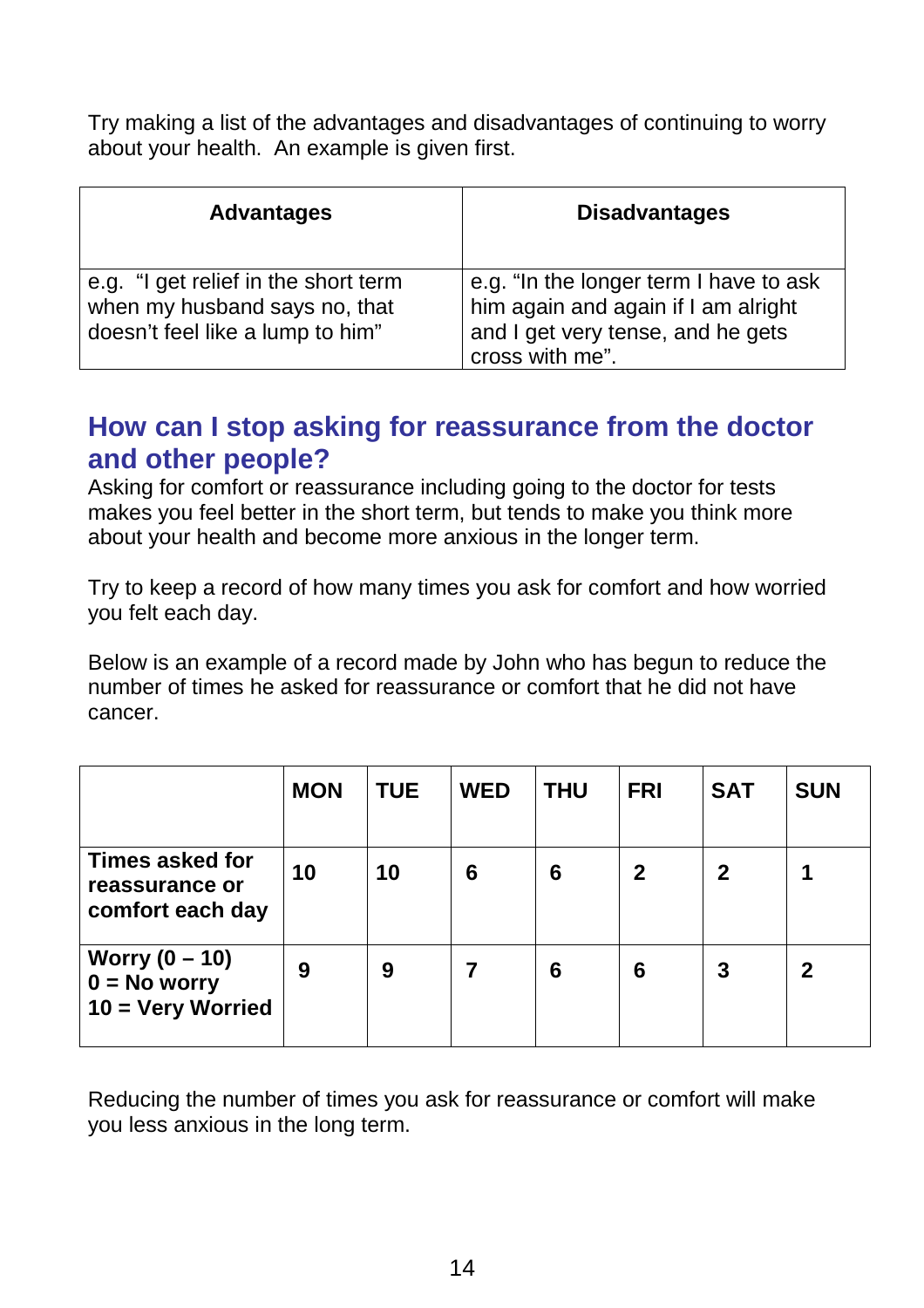Try making a list of the advantages and disadvantages of continuing to worry about your health. An example is given first.

| Advantages | Disadvantages |
| --- | --- |
| e.g. "I get relief in the short term when my husband says no, that doesn't feel like a lump to him" | e.g. "In the longer term I have to ask him again and again if I am alright and I get very tense, and he gets cross with me". |

## How can I stop asking for reassurance from the doctor and other people?

Asking for comfort or reassurance including going to the doctor for tests makes you feel better in the short term, but tends to make you think more about your health and become more anxious in the longer term.

Try to keep a record of how many times you ask for comfort and how worried you felt each day.

Below is an example of a record made by John who has begun to reduce the number of times he asked for reassurance or comfort that he did not have cancer.

| | MON | TUE | WED | THU | FRI | SAT | SUN |
| --- | --- | --- | --- | --- | --- | --- | --- |
| **Times asked for reassurance or comfort each day** | **10** | **10** | **6** | **6** | **2** | **2** | **1** |
| **Worry (0 – 10) 0 = No worry 10 = Very Worried** | **9** | **9** | **7** | **6** | **6** | **3** | **2** |

Reducing the number of times you ask for reassurance or comfort will make you less anxious in the long term.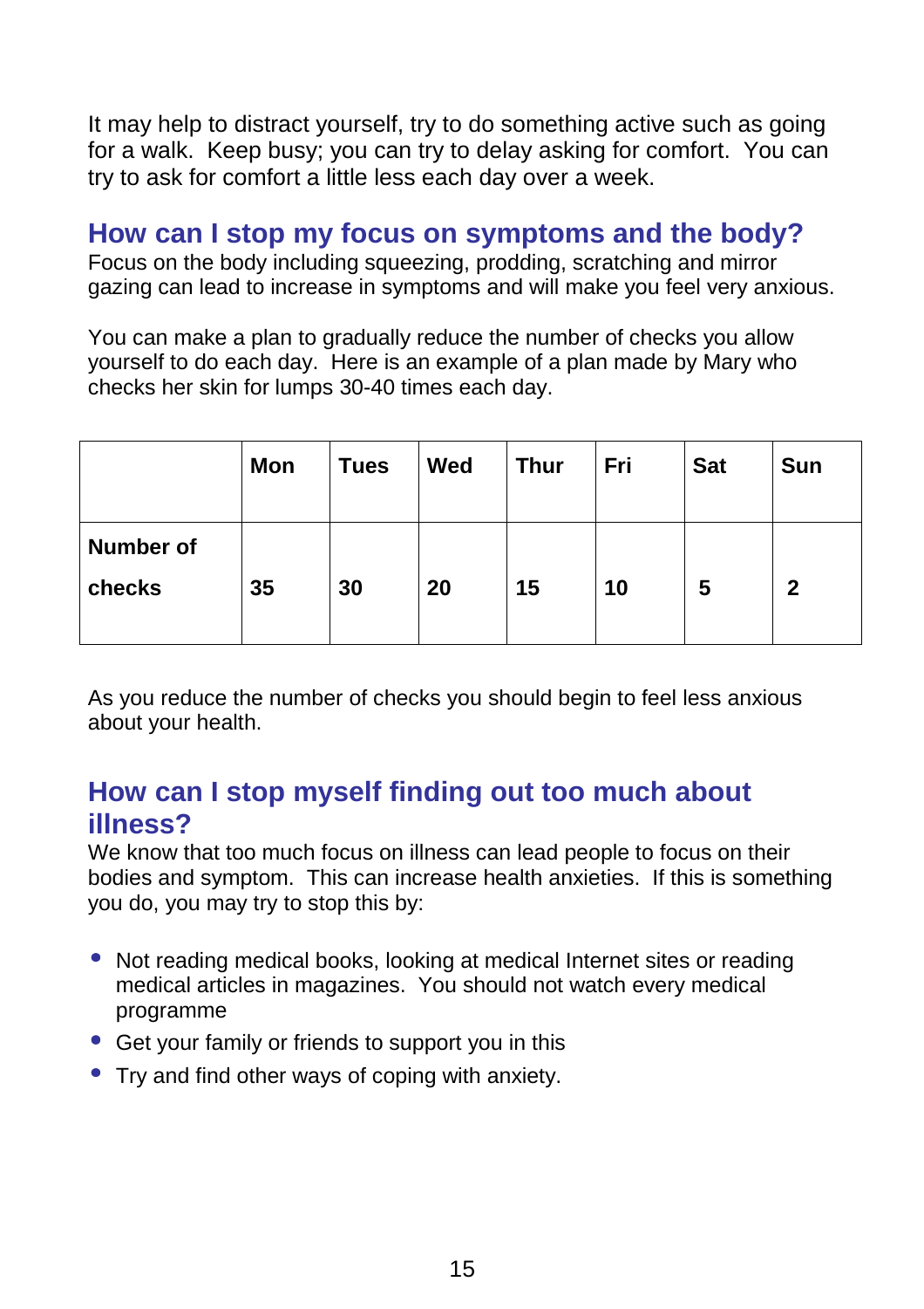It may help to distract yourself, try to do something active such as going for a walk. Keep busy; you can try to delay asking for comfort. You can try to ask for comfort a little less each day over a week.

## How can I stop my focus on symptoms and the body?

Focus on the body including squeezing, prodding, scratching and mirror gazing can lead to increase in symptoms and will make you feel very anxious.

You can make a plan to gradually reduce the number of checks you allow yourself to do each day. Here is an example of a plan made by Mary who checks her skin for lumps 30-40 times each day.

| | **Mon** | **Tues** | **Wed** | **Thur** | **Fri** | **Sat** | **Sun** |
|---|---|---|---|---|---|---|---|
| **Number of checks** | **35** | **30** | **20** | **15** | **10** | **5** | **2** |

As you reduce the number of checks you should begin to feel less anxious about your health.

## How can I stop myself finding out too much about illness?

We know that too much focus on illness can lead people to focus on their bodies and symptom. This can increase health anxieties. If this is something you do, you may try to stop this by:

- Not reading medical books, looking at medical Internet sites or reading medical articles in magazines. You should not watch every medical programme
- Get your family or friends to support you in this
- Try and find other ways of coping with anxiety.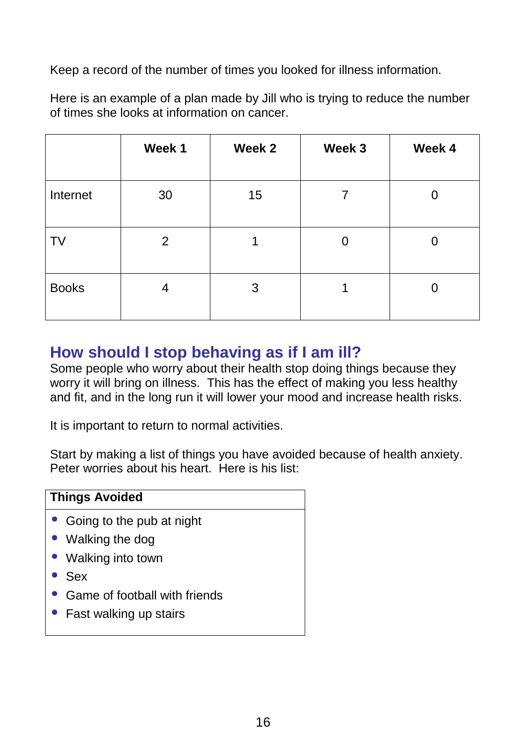Keep a record of the number of times you looked for illness information.

Here is an example of a plan made by Jill who is trying to reduce the number of times she looks at information on cancer.

| | Week 1 | Week 2 | Week 3 | Week 4 |
|---|---|---|---|---|
| Internet | 30 | 15 | 7 | 0 |
| TV | 2 | 1 | 0 | 0 |
| Books | 4 | 3 | 1 | 0 |

## How should I stop behaving as if I am ill?

Some people who worry about their health stop doing things because they worry it will bring on illness. This has the effect of making you less healthy and fit, and in the long run it will lower your mood and increase health risks.

It is important to return to normal activities.

Start by making a list of things you have avoided because of health anxiety. Peter worries about his heart. Here is his list:

| Things Avoided |
|---|
| • Going to the pub at night<br>• Walking the dog<br>• Walking into town<br>• Sex<br>• Game of football with friends<br>• Fast walking up stairs |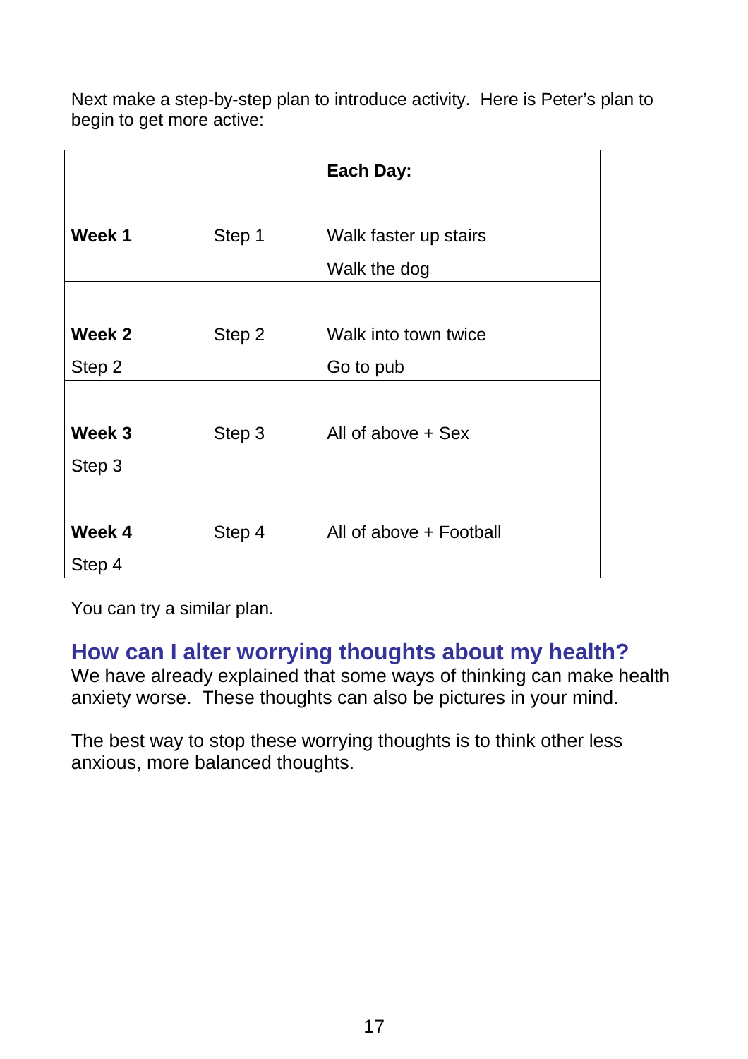Next make a step-by-step plan to introduce activity. Here is Peter's plan to begin to get more active:

| | | **Each Day:** |
|---|---|---|
| **Week 1** | Step 1 | Walk faster up stairs<br>Walk the dog |
| **Week 2**<br>Step 2 | Step 2 | Walk into town twice<br>Go to pub |
| **Week 3**<br>Step 3 | Step 3 | All of above + Sex |
| **Week 4**<br>Step 4 | Step 4 | All of above + Football |

You can try a similar plan.

## How can I alter worrying thoughts about my health?

We have already explained that some ways of thinking can make health anxiety worse. These thoughts can also be pictures in your mind.

The best way to stop these worrying thoughts is to think other less anxious, more balanced thoughts.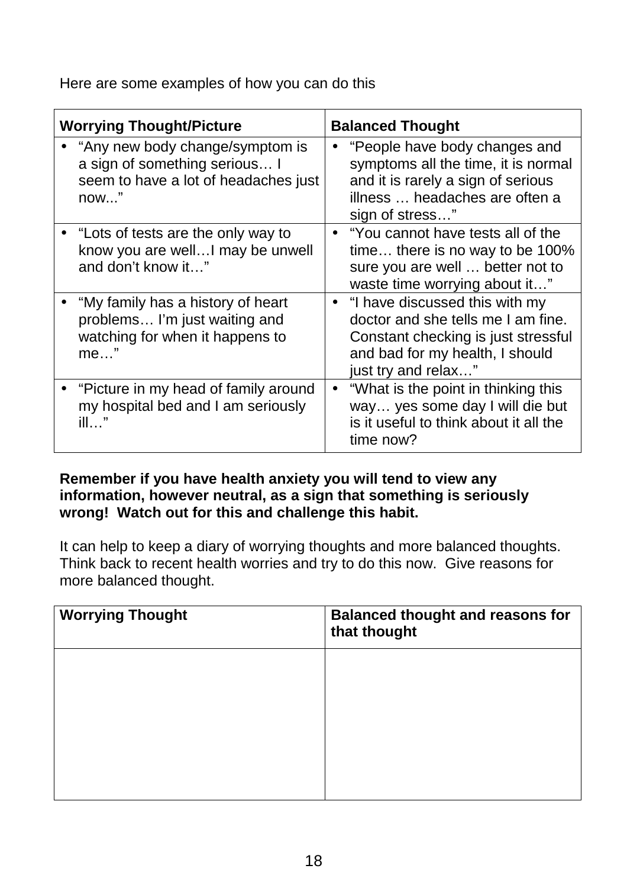Here are some examples of how you can do this

| **Worrying Thought/Picture** | **Balanced Thought** |
| --- | --- |
| • "Any new body change/symptom is a sign of something serious… I seem to have a lot of headaches just now..." | • "People have body changes and symptoms all the time, it is normal and it is rarely a sign of serious illness … headaches are often a sign of stress…" |
| • "Lots of tests are the only way to know you are well…I may be unwell and don't know it…" | • "You cannot have tests all of the time… there is no way to be 100% sure you are well … better not to waste time worrying about it…" |
| • "My family has a history of heart problems… I'm just waiting and watching for when it happens to me…" | • "I have discussed this with my doctor and she tells me I am fine. Constant checking is just stressful and bad for my health, I should just try and relax…" |
| • "Picture in my head of family around my hospital bed and I am seriously ill…" | • "What is the point in thinking this way… yes some day I will die but is it useful to think about it all the time now? |

**Remember if you have health anxiety you will tend to view any information, however neutral, as a sign that something is seriously wrong! Watch out for this and challenge this habit.**

It can help to keep a diary of worrying thoughts and more balanced thoughts. Think back to recent health worries and try to do this now. Give reasons for more balanced thought.

| **Worrying Thought** | **Balanced thought and reasons for that thought** |
| --- | --- |
| | |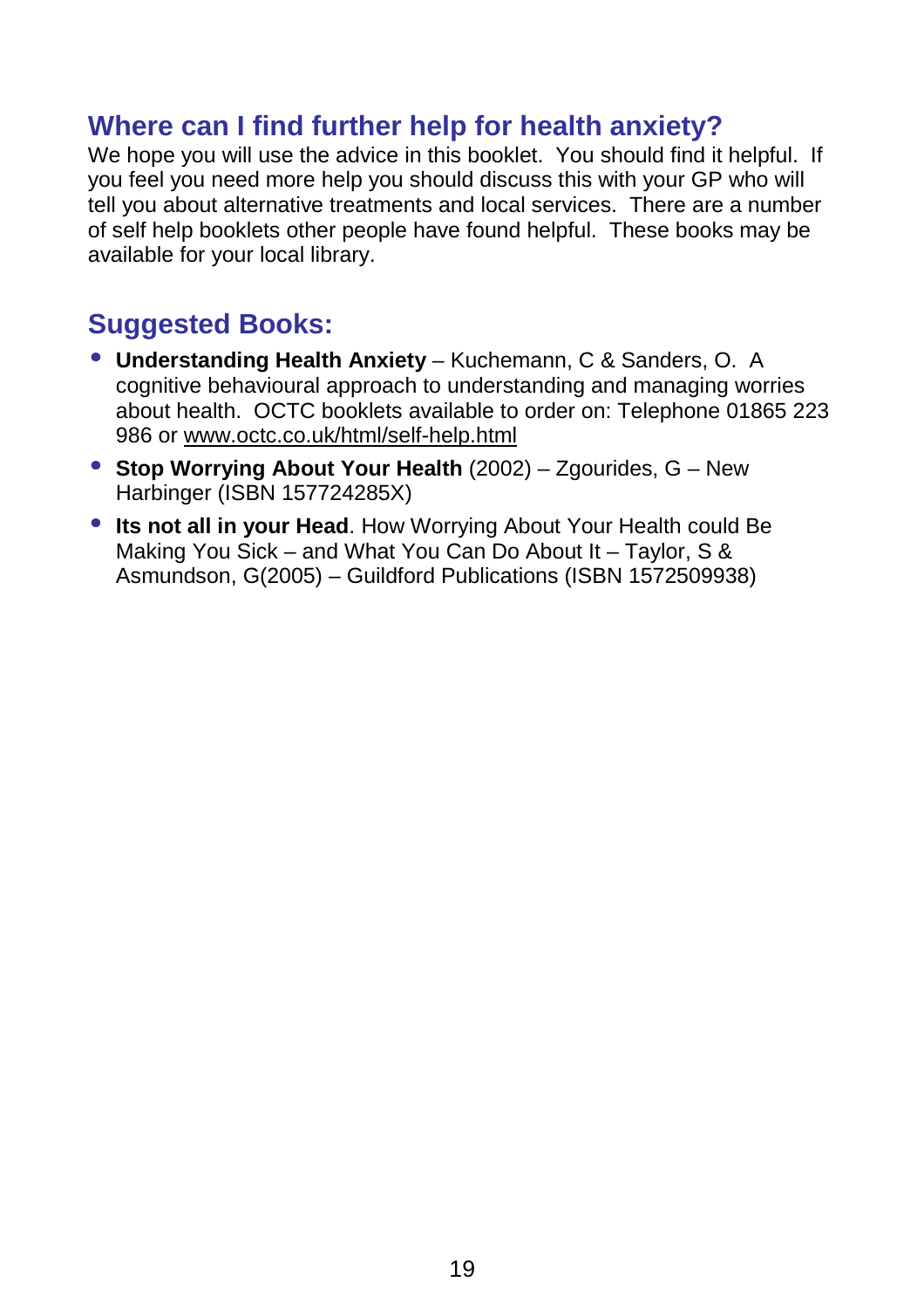## Where can I find further help for health anxiety?

We hope you will use the advice in this booklet. You should find it helpful. If you feel you need more help you should discuss this with your GP who will tell you about alternative treatments and local services. There are a number of self help booklets other people have found helpful. These books may be available for your local library.

## Suggested Books:

- **Understanding Health Anxiety** – Kuchemann, C & Sanders, O. A cognitive behavioural approach to understanding and managing worries about health. OCTC booklets available to order on: Telephone 01865 223 986 or www.octc.co.uk/html/self-help.html
- **Stop Worrying About Your Health** (2002) – Zgourides, G – New Harbinger (ISBN 157724285X)
- **Its not all in your Head**. How Worrying About Your Health could Be Making You Sick – and What You Can Do About It – Taylor, S & Asmundson, G(2005) – Guildford Publications (ISBN 1572509938)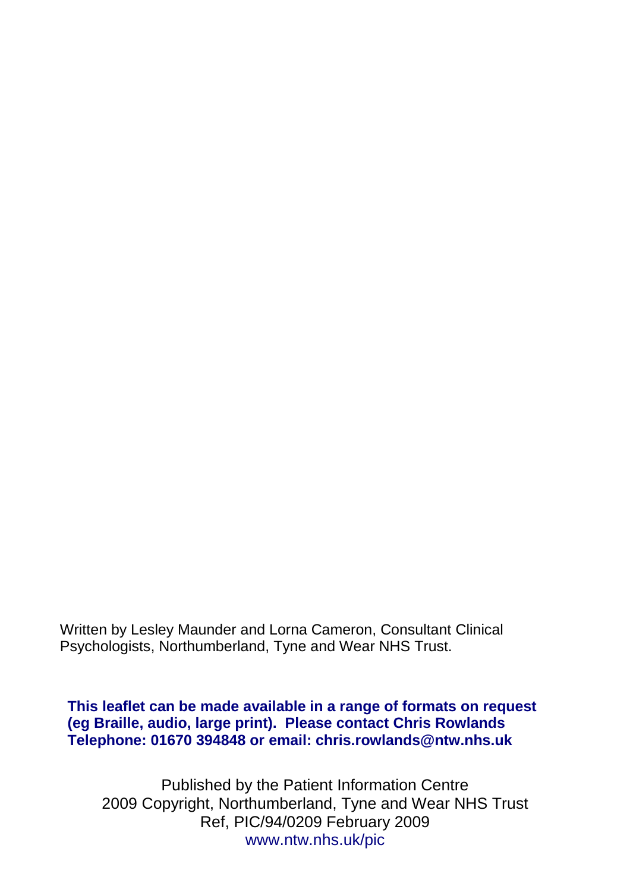Written by Lesley Maunder and Lorna Cameron, Consultant Clinical Psychologists, Northumberland, Tyne and Wear NHS Trust.

**This leaflet can be made available in a range of formats on request (eg Braille, audio, large print). Please contact Chris Rowlands Telephone: 01670 394848 or email: chris.rowlands@ntw.nhs.uk**

Published by the Patient Information Centre
2009 Copyright, Northumberland, Tyne and Wear NHS Trust
Ref, PIC/94/0209 February 2009
www.ntw.nhs.uk/pic